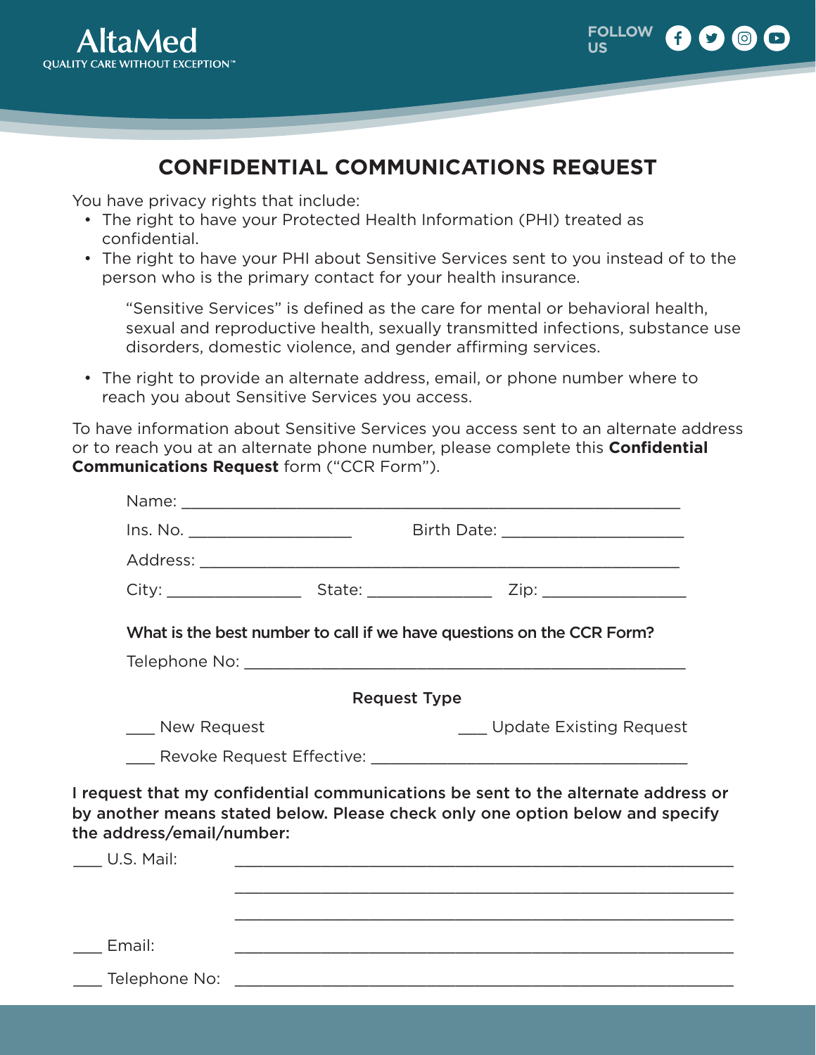AltaMed

QUALITY CARE WITHOUT EXCEPTION™

FOLLOW US

# CONFIDENTIAL COMMUNICATIONS REQUEST

You have privacy rights that include:

- The right to have your Protected Health Information (PHI) treated as confidential.
- The right to have your PHI about Sensitive Services sent to you instead of to the person who is the primary contact for your health insurance.

  "Sensitive Services" is defined as the care for mental or behavioral health, sexual and reproductive health, sexually transmitted infections, substance use disorders, domestic violence, and gender affirming services.

- The right to provide an alternate address, email, or phone number where to reach you about Sensitive Services you access.

To have information about Sensitive Services you access sent to an alternate address or to reach you at an alternate phone number, please complete this **Confidential Communications Request** form ("CCR Form").

Name: ______________________________________________________

Ins. No. __________________ Birth Date: ____________________

Address: ____________________________________________________

City: _______________ State: ______________ Zip: ________________

**What is the best number to call if we have questions on the CCR Form?**

Telephone No: _______________________________________________

**Request Type**

___ New Request ___ Update Existing Request

___ Revoke Request Effective: ___________________________________

**I request that my confidential communications be sent to the alternate address or by another means stated below. Please check only one option below and specify the address/email/number:**

___ U.S. Mail: _______________________________________________

_______________________________________________

_______________________________________________

___ Email: _______________________________________________

___ Telephone No: _______________________________________________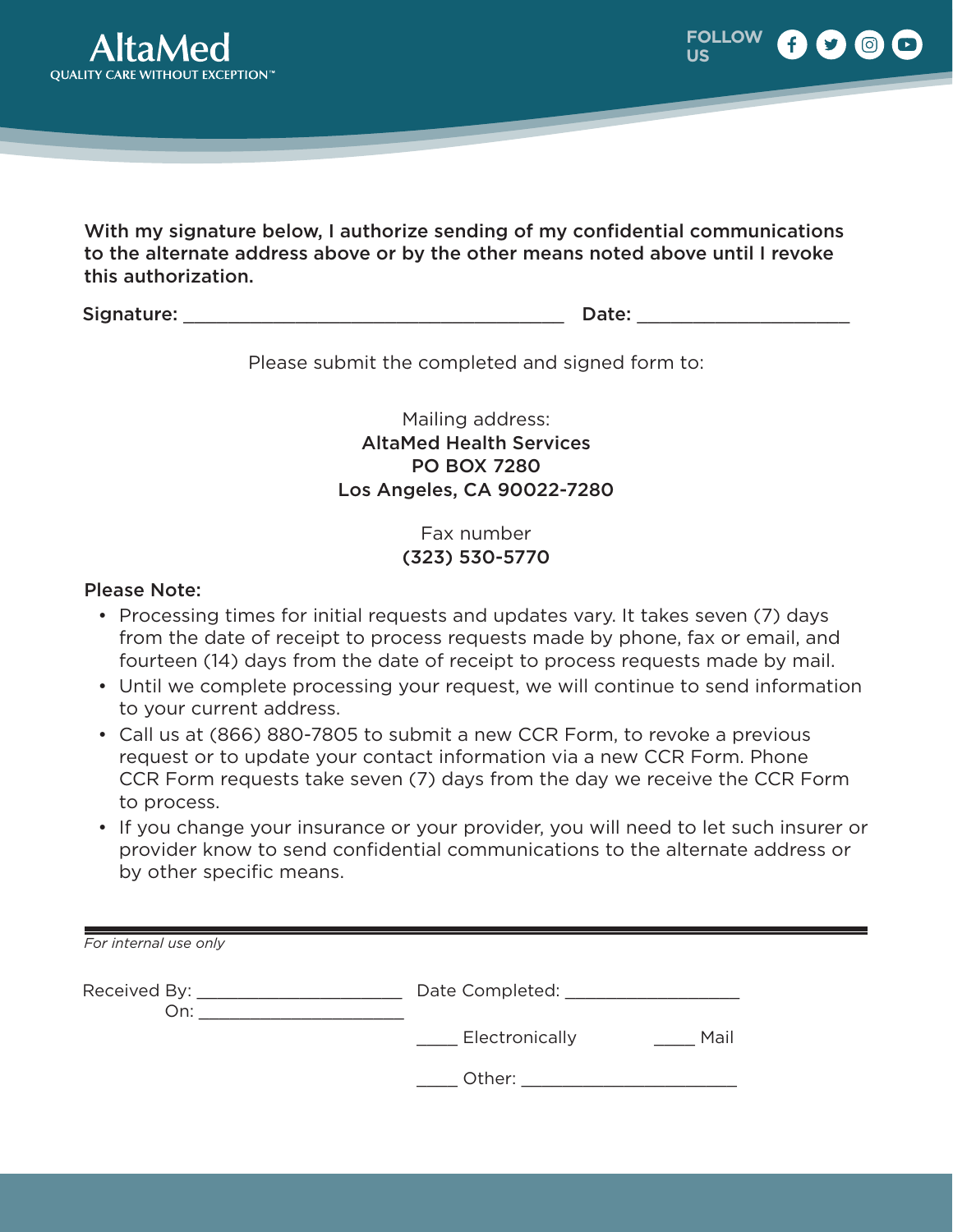**With my signature below, I authorize sending of my confidential communications to the alternate address above or by the other means noted above until I revoke this authorization.**

Signature: ____________________________________ Date: ____________________

Please submit the completed and signed form to:

Mailing address:
**AltaMed Health Services**
**PO BOX 7280**
**Los Angeles, CA 90022-7280**

Fax number
**(323) 530-5770**

**Please Note:**

- Processing times for initial requests and updates vary. It takes seven (7) days from the date of receipt to process requests made by phone, fax or email, and fourteen (14) days from the date of receipt to process requests made by mail.
- Until we complete processing your request, we will continue to send information to your current address.
- Call us at (866) 880-7805 to submit a new CCR Form, to revoke a previous request or to update your contact information via a new CCR Form. Phone CCR Form requests take seven (7) days from the day we receive the CCR Form to process.
- If you change your insurance or your provider, you will need to let such insurer or provider know to send confidential communications to the alternate address or by other specific means.

---

*For internal use only*

Received By: ____________________ Date Completed: ________________
On: ____________________

____ Electronically ____ Mail

____ Other: ____________________